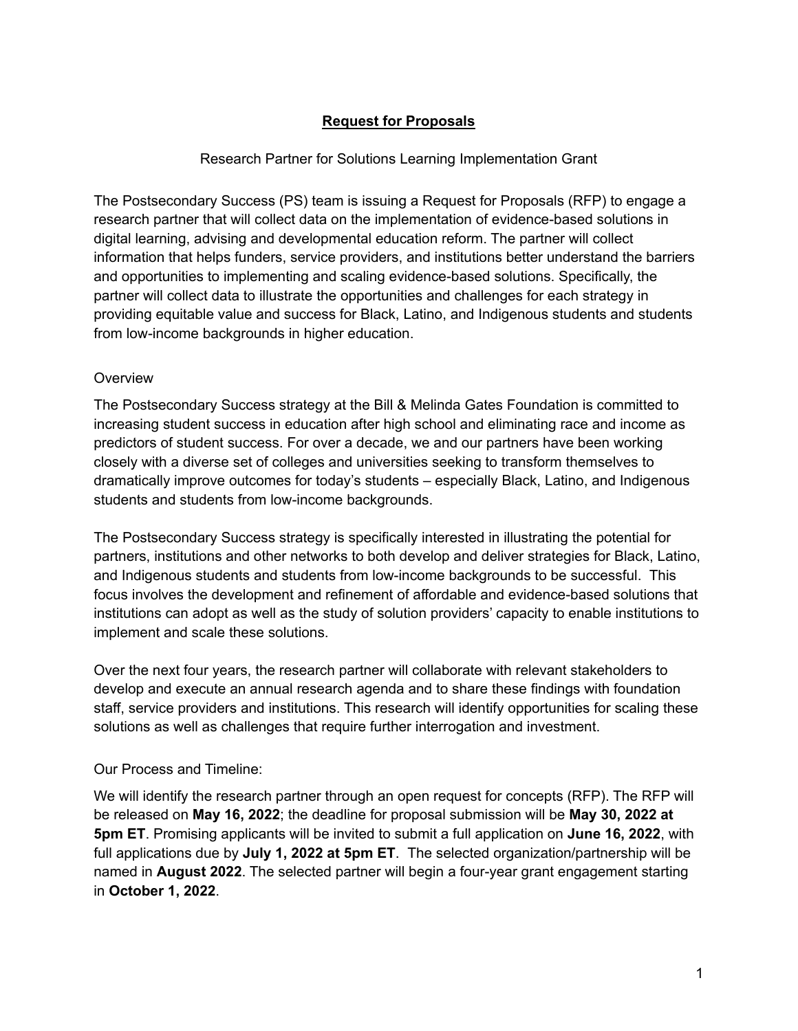# Request for Proposals

Research Partner for Solutions Learning Implementation Grant

The Postsecondary Success (PS) team is issuing a Request for Proposals (RFP) to engage a research partner that will collect data on the implementation of evidence-based solutions in digital learning, advising and developmental education reform. The partner will collect information that helps funders, service providers, and institutions better understand the barriers and opportunities to implementing and scaling evidence-based solutions. Specifically, the partner will collect data to illustrate the opportunities and challenges for each strategy in providing equitable value and success for Black, Latino, and Indigenous students and students from low-income backgrounds in higher education.

## Overview

The Postsecondary Success strategy at the Bill & Melinda Gates Foundation is committed to increasing student success in education after high school and eliminating race and income as predictors of student success. For over a decade, we and our partners have been working closely with a diverse set of colleges and universities seeking to transform themselves to dramatically improve outcomes for today's students – especially Black, Latino, and Indigenous students and students from low-income backgrounds.

The Postsecondary Success strategy is specifically interested in illustrating the potential for partners, institutions and other networks to both develop and deliver strategies for Black, Latino, and Indigenous students and students from low-income backgrounds to be successful. This focus involves the development and refinement of affordable and evidence-based solutions that institutions can adopt as well as the study of solution providers' capacity to enable institutions to implement and scale these solutions.

Over the next four years, the research partner will collaborate with relevant stakeholders to develop and execute an annual research agenda and to share these findings with foundation staff, service providers and institutions. This research will identify opportunities for scaling these solutions as well as challenges that require further interrogation and investment.

## Our Process and Timeline:

We will identify the research partner through an open request for concepts (RFP). The RFP will be released on **May 16, 2022**; the deadline for proposal submission will be **May 30, 2022 at 5pm ET**. Promising applicants will be invited to submit a full application on **June 16, 2022**, with full applications due by **July 1, 2022 at 5pm ET**. The selected organization/partnership will be named in **August 2022**. The selected partner will begin a four-year grant engagement starting in **October 1, 2022**.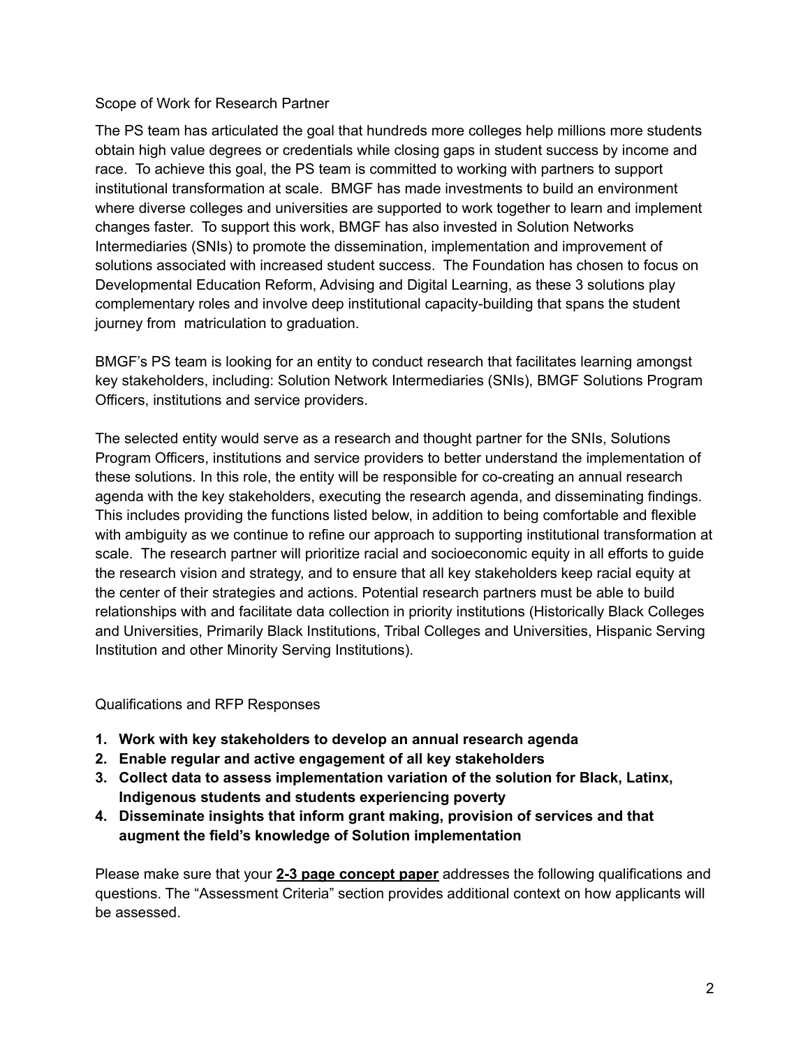Scope of Work for Research Partner

The PS team has articulated the goal that hundreds more colleges help millions more students obtain high value degrees or credentials while closing gaps in student success by income and race. To achieve this goal, the PS team is committed to working with partners to support institutional transformation at scale. BMGF has made investments to build an environment where diverse colleges and universities are supported to work together to learn and implement changes faster. To support this work, BMGF has also invested in Solution Networks Intermediaries (SNIs) to promote the dissemination, implementation and improvement of solutions associated with increased student success. The Foundation has chosen to focus on Developmental Education Reform, Advising and Digital Learning, as these 3 solutions play complementary roles and involve deep institutional capacity-building that spans the student journey from matriculation to graduation.

BMGF's PS team is looking for an entity to conduct research that facilitates learning amongst key stakeholders, including: Solution Network Intermediaries (SNIs), BMGF Solutions Program Officers, institutions and service providers.

The selected entity would serve as a research and thought partner for the SNIs, Solutions Program Officers, institutions and service providers to better understand the implementation of these solutions. In this role, the entity will be responsible for co-creating an annual research agenda with the key stakeholders, executing the research agenda, and disseminating findings. This includes providing the functions listed below, in addition to being comfortable and flexible with ambiguity as we continue to refine our approach to supporting institutional transformation at scale. The research partner will prioritize racial and socioeconomic equity in all efforts to guide the research vision and strategy, and to ensure that all key stakeholders keep racial equity at the center of their strategies and actions. Potential research partners must be able to build relationships with and facilitate data collection in priority institutions (Historically Black Colleges and Universities, Primarily Black Institutions, Tribal Colleges and Universities, Hispanic Serving Institution and other Minority Serving Institutions).

Qualifications and RFP Responses

1. **Work with key stakeholders to develop an annual research agenda**
2. **Enable regular and active engagement of all key stakeholders**
3. **Collect data to assess implementation variation of the solution for Black, Latinx, Indigenous students and students experiencing poverty**
4. **Disseminate insights that inform grant making, provision of services and that augment the field's knowledge of Solution implementation**

Please make sure that your **2-3 page concept paper** addresses the following qualifications and questions. The "Assessment Criteria" section provides additional context on how applicants will be assessed.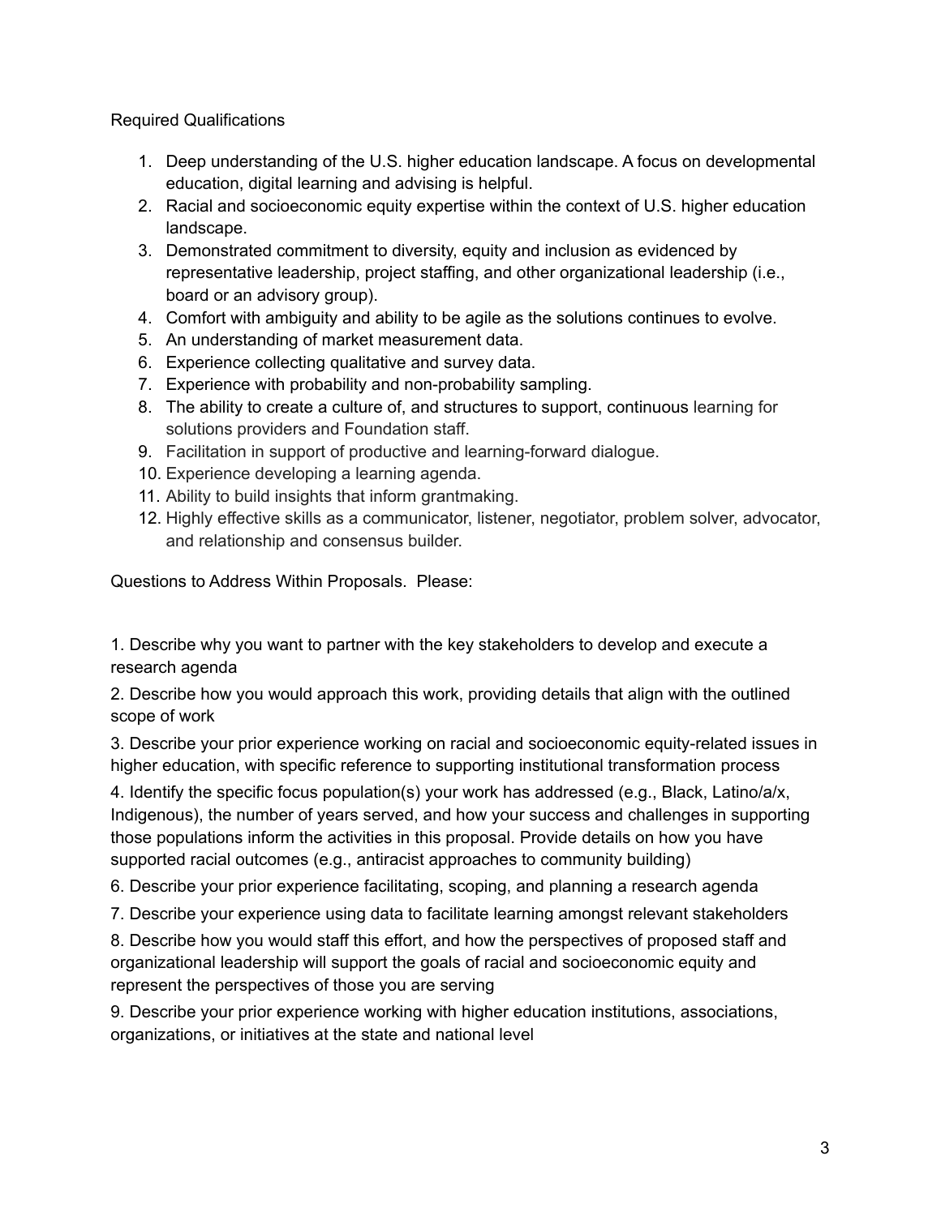Required Qualifications

1. Deep understanding of the U.S. higher education landscape. A focus on developmental education, digital learning and advising is helpful.
2. Racial and socioeconomic equity expertise within the context of U.S. higher education landscape.
3. Demonstrated commitment to diversity, equity and inclusion as evidenced by representative leadership, project staffing, and other organizational leadership (i.e., board or an advisory group).
4. Comfort with ambiguity and ability to be agile as the solutions continues to evolve.
5. An understanding of market measurement data.
6. Experience collecting qualitative and survey data.
7. Experience with probability and non-probability sampling.
8. The ability to create a culture of, and structures to support, continuous learning for solutions providers and Foundation staff.
9. Facilitation in support of productive and learning-forward dialogue.
10. Experience developing a learning agenda.
11. Ability to build insights that inform grantmaking.
12. Highly effective skills as a communicator, listener, negotiator, problem solver, advocator, and relationship and consensus builder.

Questions to Address Within Proposals. Please:

1. Describe why you want to partner with the key stakeholders to develop and execute a research agenda

2. Describe how you would approach this work, providing details that align with the outlined scope of work

3. Describe your prior experience working on racial and socioeconomic equity-related issues in higher education, with specific reference to supporting institutional transformation process

4. Identify the specific focus population(s) your work has addressed (e.g., Black, Latino/a/x, Indigenous), the number of years served, and how your success and challenges in supporting those populations inform the activities in this proposal. Provide details on how you have supported racial outcomes (e.g., antiracist approaches to community building)

6. Describe your prior experience facilitating, scoping, and planning a research agenda

7. Describe your experience using data to facilitate learning amongst relevant stakeholders

8. Describe how you would staff this effort, and how the perspectives of proposed staff and organizational leadership will support the goals of racial and socioeconomic equity and represent the perspectives of those you are serving

9. Describe your prior experience working with higher education institutions, associations, organizations, or initiatives at the state and national level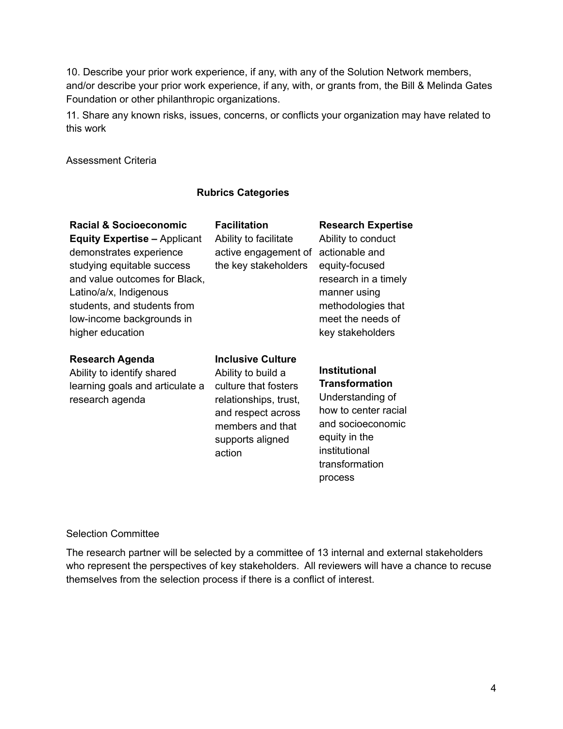10. Describe your prior work experience, if any, with any of the Solution Network members, and/or describe your prior work experience, if any, with, or grants from, the Bill & Melinda Gates Foundation or other philanthropic organizations.

11. Share any known risks, issues, concerns, or conflicts your organization may have related to this work

Assessment Criteria

**Rubrics Categories**

| | | |
|---|---|---|
| **Racial & Socioeconomic Equity Expertise –** Applicant demonstrates experience studying equitable success and value outcomes for Black, Latino/a/x, Indigenous students, and students from low-income backgrounds in higher education | **Facilitation** Ability to facilitate active engagement of the key stakeholders | **Research Expertise** Ability to conduct actionable and equity-focused research in a timely manner using methodologies that meet the needs of key stakeholders |
| **Research Agenda** Ability to identify shared learning goals and articulate a research agenda | **Inclusive Culture** Ability to build a culture that fosters relationships, trust, and respect across members and that supports aligned action | **Institutional Transformation** Understanding of how to center racial and socioeconomic equity in the institutional transformation process |

Selection Committee

The research partner will be selected by a committee of 13 internal and external stakeholders who represent the perspectives of key stakeholders. All reviewers will have a chance to recuse themselves from the selection process if there is a conflict of interest.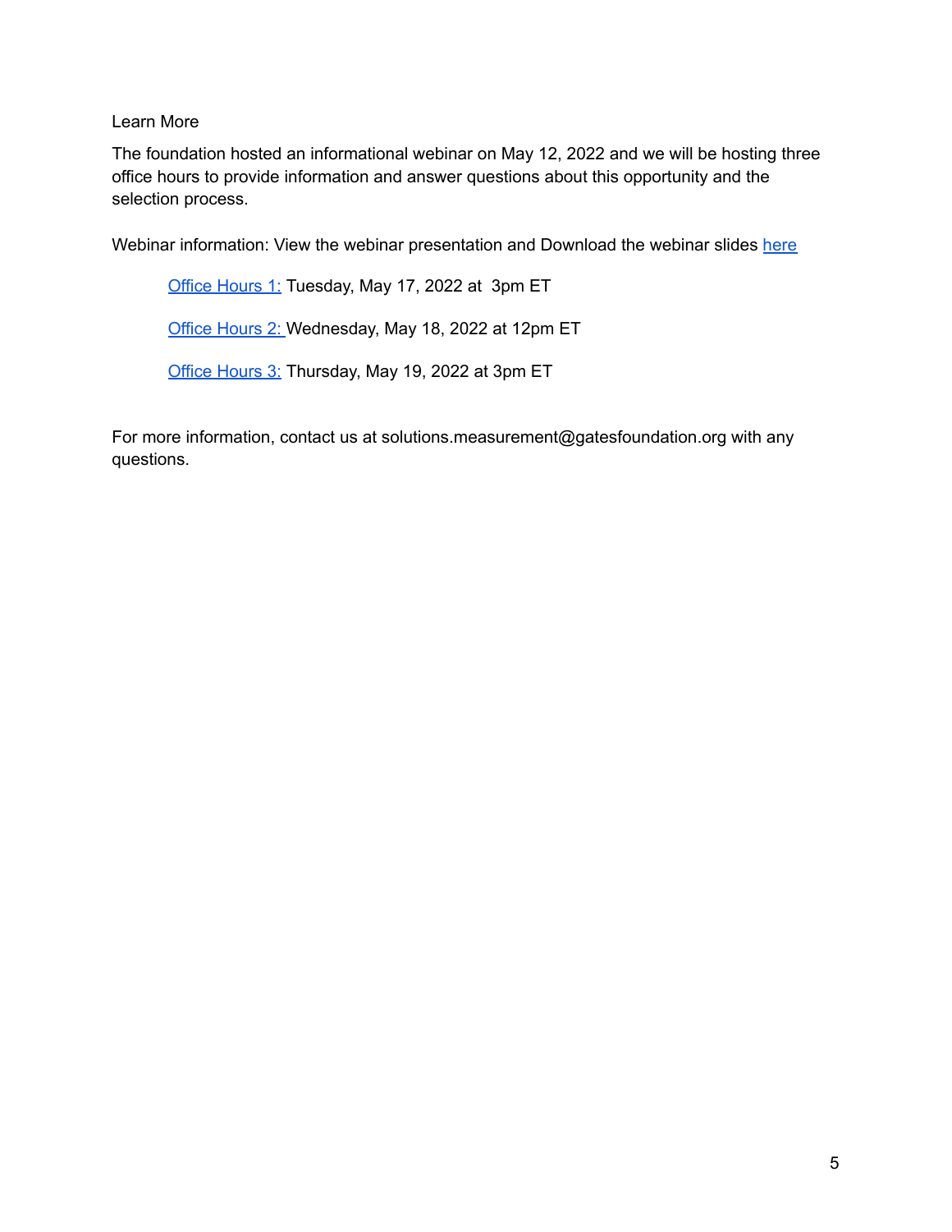Learn More

The foundation hosted an informational webinar on May 12, 2022 and we will be hosting three office hours to provide information and answer questions about this opportunity and the selection process.

Webinar information: View the webinar presentation and Download the webinar slides here

- Office Hours 1: Tuesday, May 17, 2022 at 3pm ET
- Office Hours 2: Wednesday, May 18, 2022 at 12pm ET
- Office Hours 3: Thursday, May 19, 2022 at 3pm ET

For more information, contact us at solutions.measurement@gatesfoundation.org with any questions.